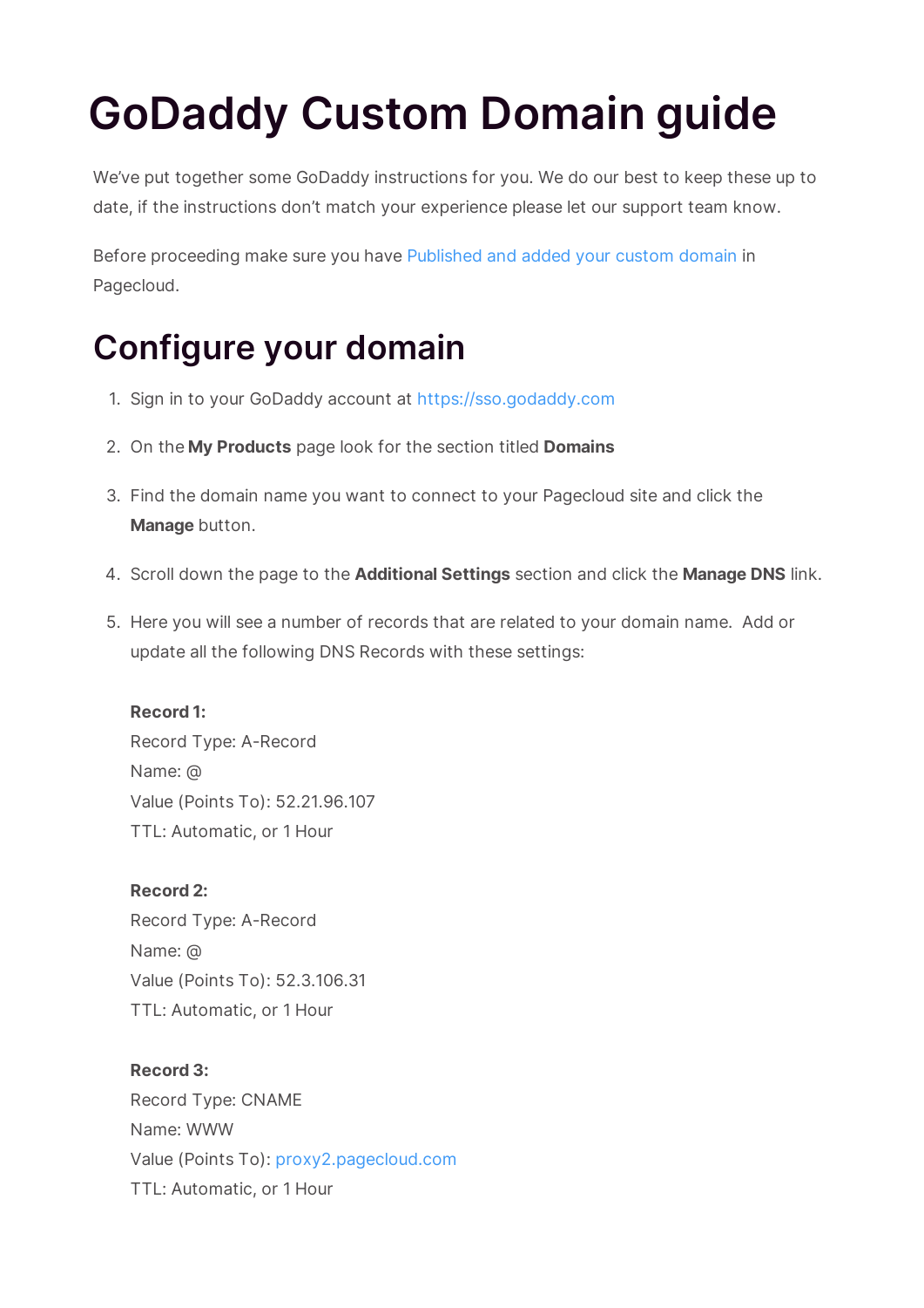# GoDaddy Custom Domain guide

We've put together some GoDaddy instructions for you. We do our best to keep these up to date, if the instructions don't match your experience please let our support team know.

Before proceeding make sure you have Published and added your custom domain in Pagecloud.

## Configure your domain

1. Sign in to your GoDaddy account at https://sso.godaddy.com
2. On the **My Products** page look for the section titled **Domains**
3. Find the domain name you want to connect to your Pagecloud site and click the **Manage** button.
4. Scroll down the page to the **Additional Settings** section and click the **Manage DNS** link.
5. Here you will see a number of records that are related to your domain name. Add or update all the following DNS Records with these settings:

   **Record 1:**
   Record Type: A-Record
   Name: @
   Value (Points To): 52.21.96.107
   TTL: Automatic, or 1 Hour

   **Record 2:**
   Record Type: A-Record
   Name: @
   Value (Points To): 52.3.106.31
   TTL: Automatic, or 1 Hour

   **Record 3:**
   Record Type: CNAME
   Name: WWW
   Value (Points To): proxy2.pagecloud.com
   TTL: Automatic, or 1 Hour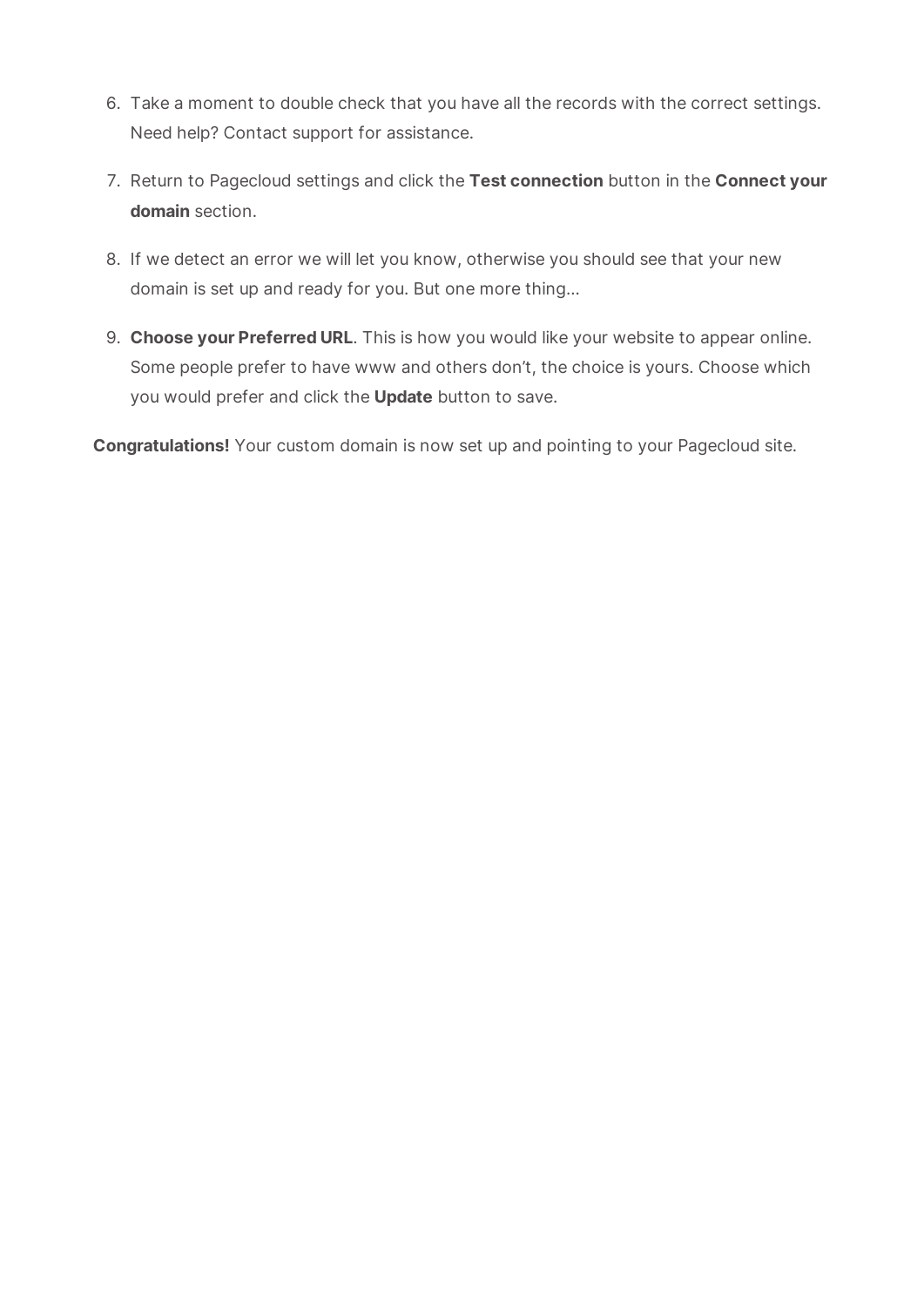6. Take a moment to double check that you have all the records with the correct settings. Need help? Contact support for assistance.
7. Return to Pagecloud settings and click the **Test connection** button in the **Connect your domain** section.
8. If we detect an error we will let you know, otherwise you should see that your new domain is set up and ready for you. But one more thing...
9. **Choose your Preferred URL**. This is how you would like your website to appear online. Some people prefer to have www and others don't, the choice is yours. Choose which you would prefer and click the **Update** button to save.

**Congratulations!** Your custom domain is now set up and pointing to your Pagecloud site.